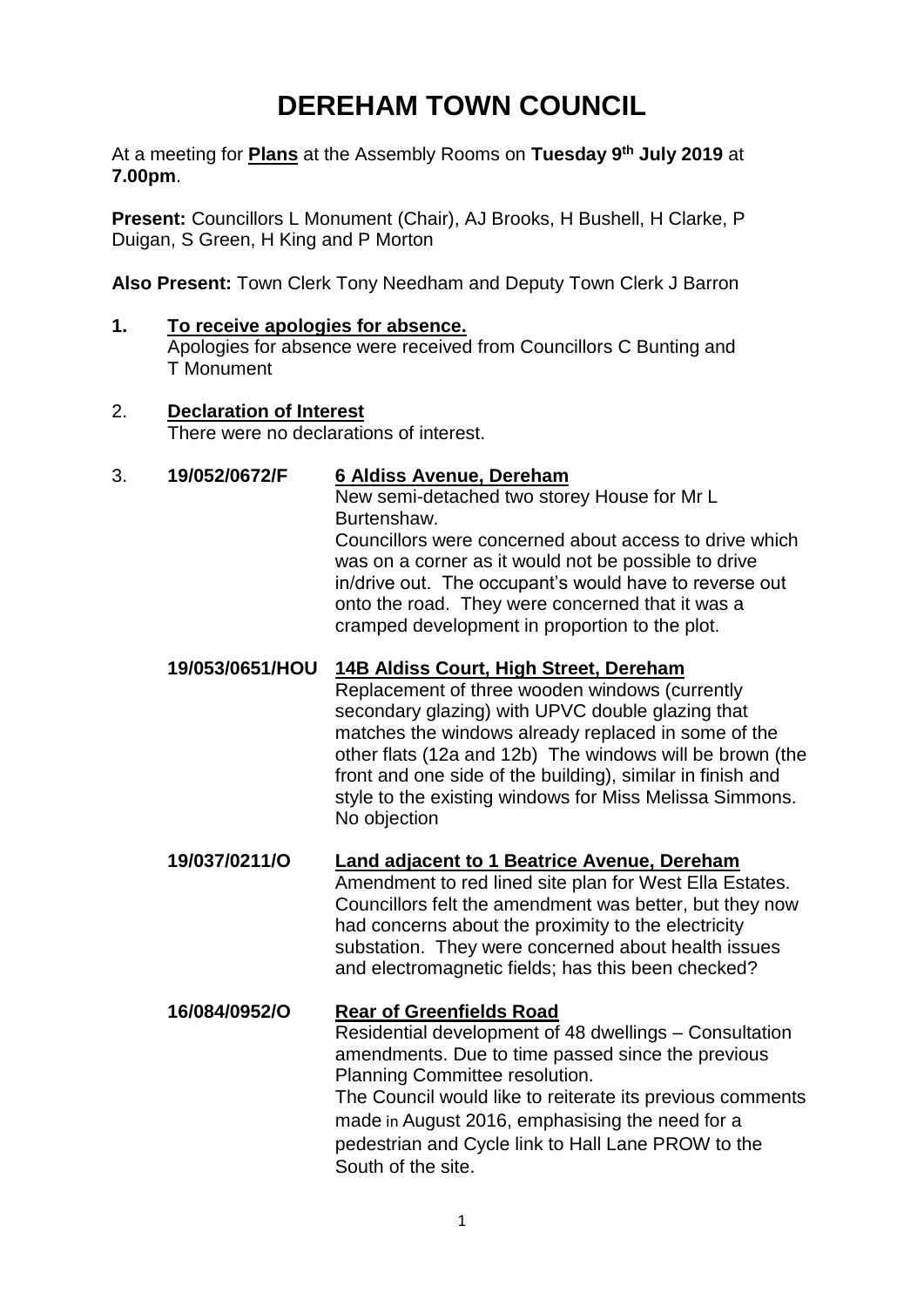# DEREHAM TOWN COUNCIL

At a meeting for **Plans** at the Assembly Rooms on **Tuesday 9th July 2019** at **7.00pm**.

**Present:** Councillors L Monument (Chair), AJ Brooks, H Bushell, H Clarke, P Duigan, S Green, H King and P Morton

**Also Present:** Town Clerk Tony Needham and Deputy Town Clerk J Barron

**1. To receive apologies for absence.**

Apologies for absence were received from Councillors C Bunting and T Monument

2. **Declaration of Interest**

There were no declarations of interest.

3. **19/052/0672/F** **6 Aldiss Avenue, Dereham**

New semi-detached two storey House for Mr L Burtenshaw.

Councillors were concerned about access to drive which was on a corner as it would not be possible to drive in/drive out. The occupant's would have to reverse out onto the road. They were concerned that it was a cramped development in proportion to the plot.

**19/053/0651/HOU** **14B Aldiss Court, High Street, Dereham**

Replacement of three wooden windows (currently secondary glazing) with UPVC double glazing that matches the windows already replaced in some of the other flats (12a and 12b) The windows will be brown (the front and one side of the building), similar in finish and style to the existing windows for Miss Melissa Simmons.

No objection

**19/037/0211/O** **Land adjacent to 1 Beatrice Avenue, Dereham**

Amendment to red lined site plan for West Ella Estates.

Councillors felt the amendment was better, but they now had concerns about the proximity to the electricity substation. They were concerned about health issues and electromagnetic fields; has this been checked?

**16/084/0952/O** **Rear of Greenfields Road**

Residential development of 48 dwellings – Consultation amendments. Due to time passed since the previous Planning Committee resolution.

The Council would like to reiterate its previous comments made in August 2016, emphasising the need for a pedestrian and Cycle link to Hall Lane PROW to the South of the site.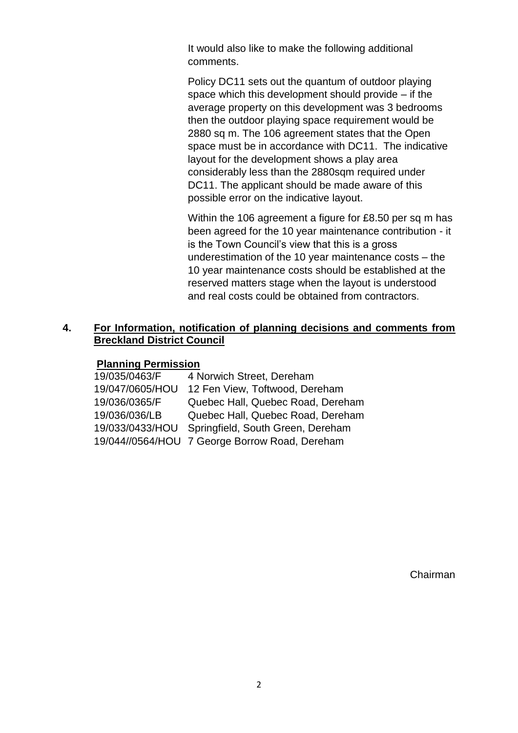It would also like to make the following additional comments.

Policy DC11 sets out the quantum of outdoor playing space which this development should provide – if the average property on this development was 3 bedrooms then the outdoor playing space requirement would be 2880 sq m. The 106 agreement states that the Open space must be in accordance with DC11. The indicative layout for the development shows a play area considerably less than the 2880sqm required under DC11. The applicant should be made aware of this possible error on the indicative layout.

Within the 106 agreement a figure for £8.50 per sq m has been agreed for the 10 year maintenance contribution - it is the Town Council's view that this is a gross underestimation of the 10 year maintenance costs – the 10 year maintenance costs should be established at the reserved matters stage when the layout is understood and real costs could be obtained from contractors.

## 4. For Information, notification of planning decisions and comments from Breckland District Council

**Planning Permission**

| | |
|---|---|
| 19/035/0463/F | 4 Norwich Street, Dereham |
| 19/047/0605/HOU | 12 Fen View, Toftwood, Dereham |
| 19/036/0365/F | Quebec Hall, Quebec Road, Dereham |
| 19/036/036/LB | Quebec Hall, Quebec Road, Dereham |
| 19/033/0433/HOU | Springfield, South Green, Dereham |
| 19/044//0564/HOU | 7 George Borrow Road, Dereham |

Chairman